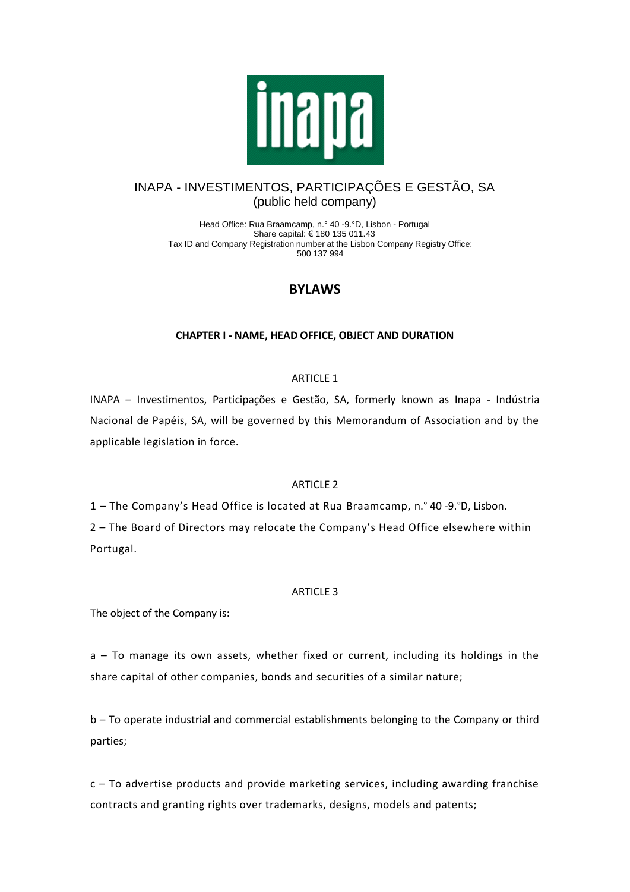INAPA - INVESTIMENTOS, PARTICIPAÇÕES E GESTÃO, SA
(public held company)

Head Office: Rua Braamcamp, n.° 40 -9.°D, Lisbon - Portugal
Share capital: € 180 135 011.43
Tax ID and Company Registration number at the Lisbon Company Registry Office:
500 137 994

# BYLAWS

## CHAPTER I - NAME, HEAD OFFICE, OBJECT AND DURATION

### ARTICLE 1

INAPA – Investimentos, Participações e Gestão, SA, formerly known as Inapa - Indústria Nacional de Papéis, SA, will be governed by this Memorandum of Association and by the applicable legislation in force.

### ARTICLE 2

1 – The Company's Head Office is located at Rua Braamcamp, n.° 40 -9.°D, Lisbon.

2 – The Board of Directors may relocate the Company's Head Office elsewhere within Portugal.

### ARTICLE 3

The object of the Company is:

a – To manage its own assets, whether fixed or current, including its holdings in the share capital of other companies, bonds and securities of a similar nature;

b – To operate industrial and commercial establishments belonging to the Company or third parties;

c – To advertise products and provide marketing services, including awarding franchise contracts and granting rights over trademarks, designs, models and patents;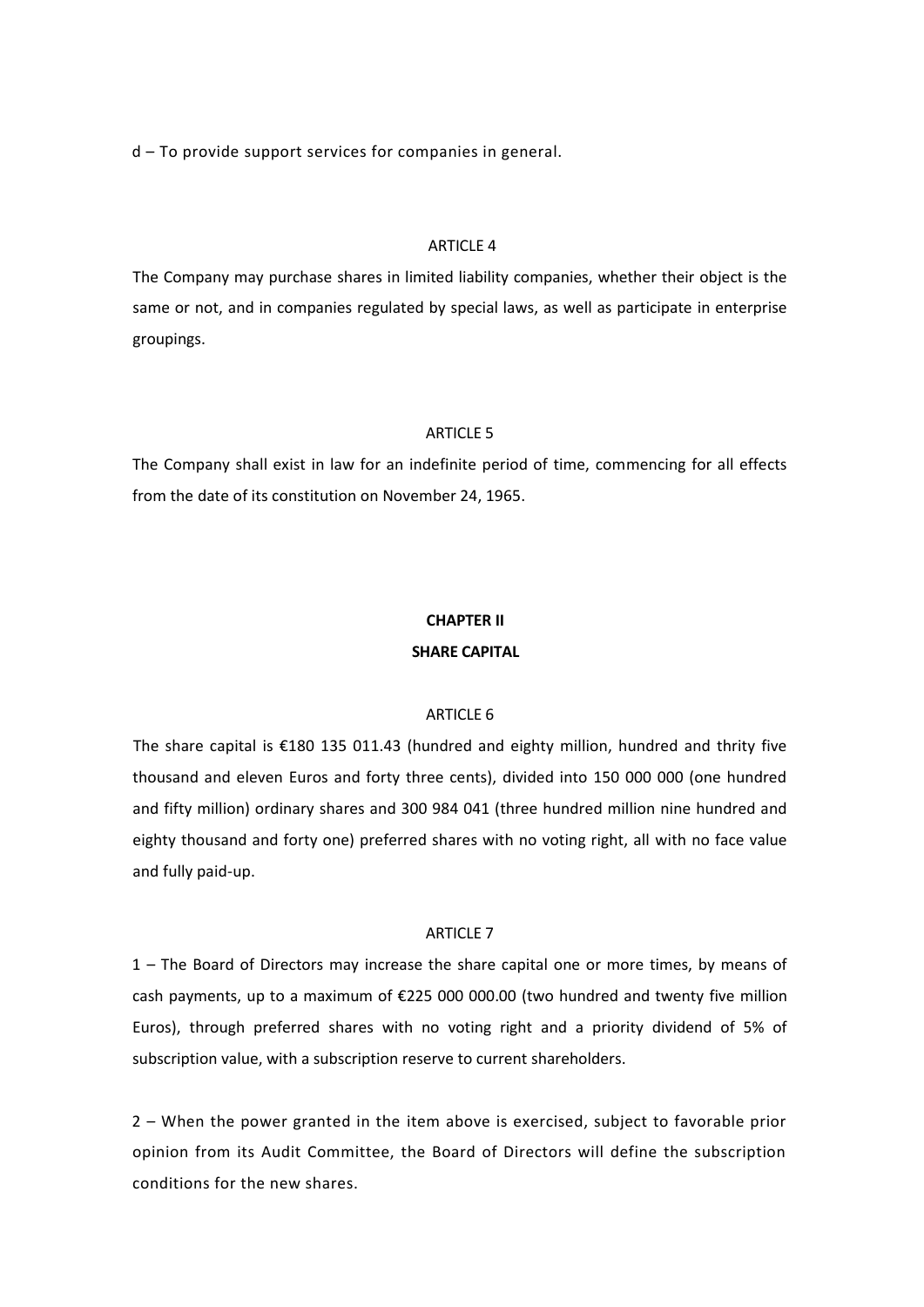d – To provide support services for companies in general.

ARTICLE 4

The Company may purchase shares in limited liability companies, whether their object is the same or not, and in companies regulated by special laws, as well as participate in enterprise groupings.

ARTICLE 5

The Company shall exist in law for an indefinite period of time, commencing for all effects from the date of its constitution on November 24, 1965.

## CHAPTER II

## SHARE CAPITAL

ARTICLE 6

The share capital is €180 135 011.43 (hundred and eighty million, hundred and thrity five thousand and eleven Euros and forty three cents), divided into 150 000 000 (one hundred and fifty million) ordinary shares and 300 984 041 (three hundred million nine hundred and eighty thousand and forty one) preferred shares with no voting right, all with no face value and fully paid-up.

ARTICLE 7

1 – The Board of Directors may increase the share capital one or more times, by means of cash payments, up to a maximum of €225 000 000.00 (two hundred and twenty five million Euros), through preferred shares with no voting right and a priority dividend of 5% of subscription value, with a subscription reserve to current shareholders.

2 – When the power granted in the item above is exercised, subject to favorable prior opinion from its Audit Committee, the Board of Directors will define the subscription conditions for the new shares.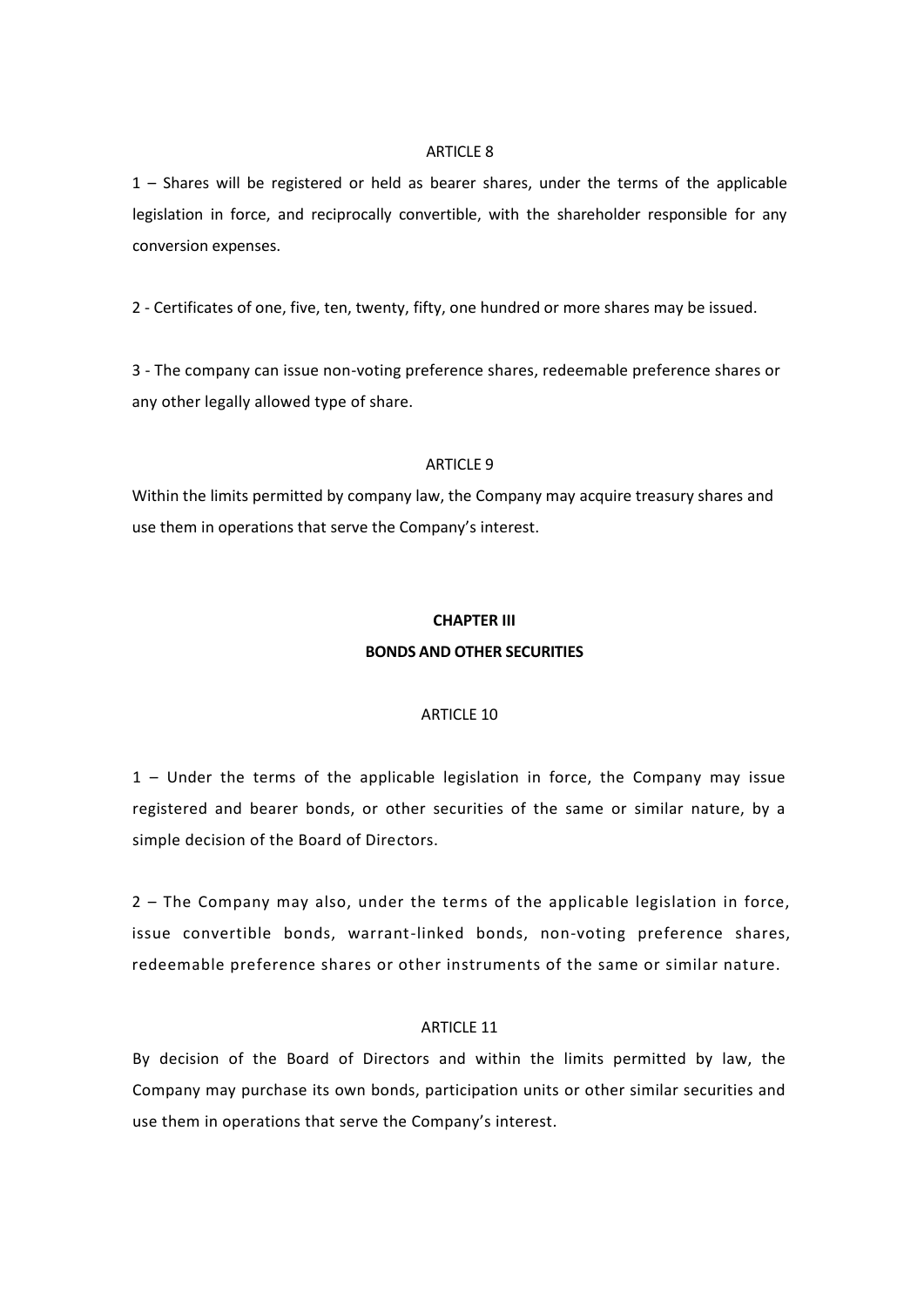ARTICLE 8

1 – Shares will be registered or held as bearer shares, under the terms of the applicable legislation in force, and reciprocally convertible, with the shareholder responsible for any conversion expenses.

2 - Certificates of one, five, ten, twenty, fifty, one hundred or more shares may be issued.

3 - The company can issue non-voting preference shares, redeemable preference shares or any other legally allowed type of share.

ARTICLE 9

Within the limits permitted by company law, the Company may acquire treasury shares and use them in operations that serve the Company's interest.

## CHAPTER III

## BONDS AND OTHER SECURITIES

ARTICLE 10

1 – Under the terms of the applicable legislation in force, the Company may issue registered and bearer bonds, or other securities of the same or similar nature, by a simple decision of the Board of Directors.

2 – The Company may also, under the terms of the applicable legislation in force, issue convertible bonds, warrant-linked bonds, non-voting preference shares, redeemable preference shares or other instruments of the same or similar nature.

ARTICLE 11

By decision of the Board of Directors and within the limits permitted by law, the Company may purchase its own bonds, participation units or other similar securities and use them in operations that serve the Company's interest.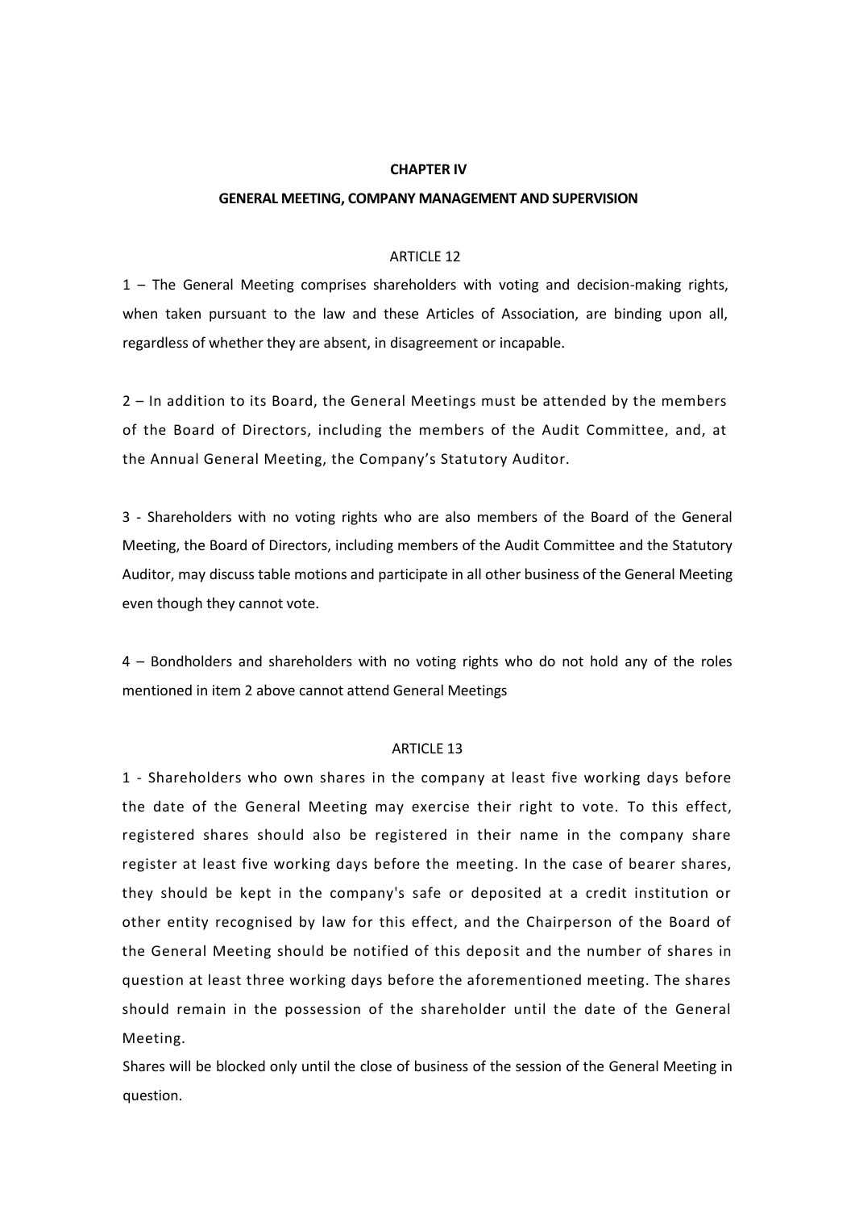## CHAPTER IV

## GENERAL MEETING, COMPANY MANAGEMENT AND SUPERVISION

### ARTICLE 12

1 – The General Meeting comprises shareholders with voting and decision-making rights, when taken pursuant to the law and these Articles of Association, are binding upon all, regardless of whether they are absent, in disagreement or incapable.

2 – In addition to its Board, the General Meetings must be attended by the members of the Board of Directors, including the members of the Audit Committee, and, at the Annual General Meeting, the Company's Statutory Auditor.

3 - Shareholders with no voting rights who are also members of the Board of the General Meeting, the Board of Directors, including members of the Audit Committee and the Statutory Auditor, may discuss table motions and participate in all other business of the General Meeting even though they cannot vote.

4 – Bondholders and shareholders with no voting rights who do not hold any of the roles mentioned in item 2 above cannot attend General Meetings

### ARTICLE 13

1 - Shareholders who own shares in the company at least five working days before the date of the General Meeting may exercise their right to vote. To this effect, registered shares should also be registered in their name in the company share register at least five working days before the meeting. In the case of bearer shares, they should be kept in the company's safe or deposited at a credit institution or other entity recognised by law for this effect, and the Chairperson of the Board of the General Meeting should be notified of this deposit and the number of shares in question at least three working days before the aforementioned meeting. The shares should remain in the possession of the shareholder until the date of the General Meeting.

Shares will be blocked only until the close of business of the session of the General Meeting in question.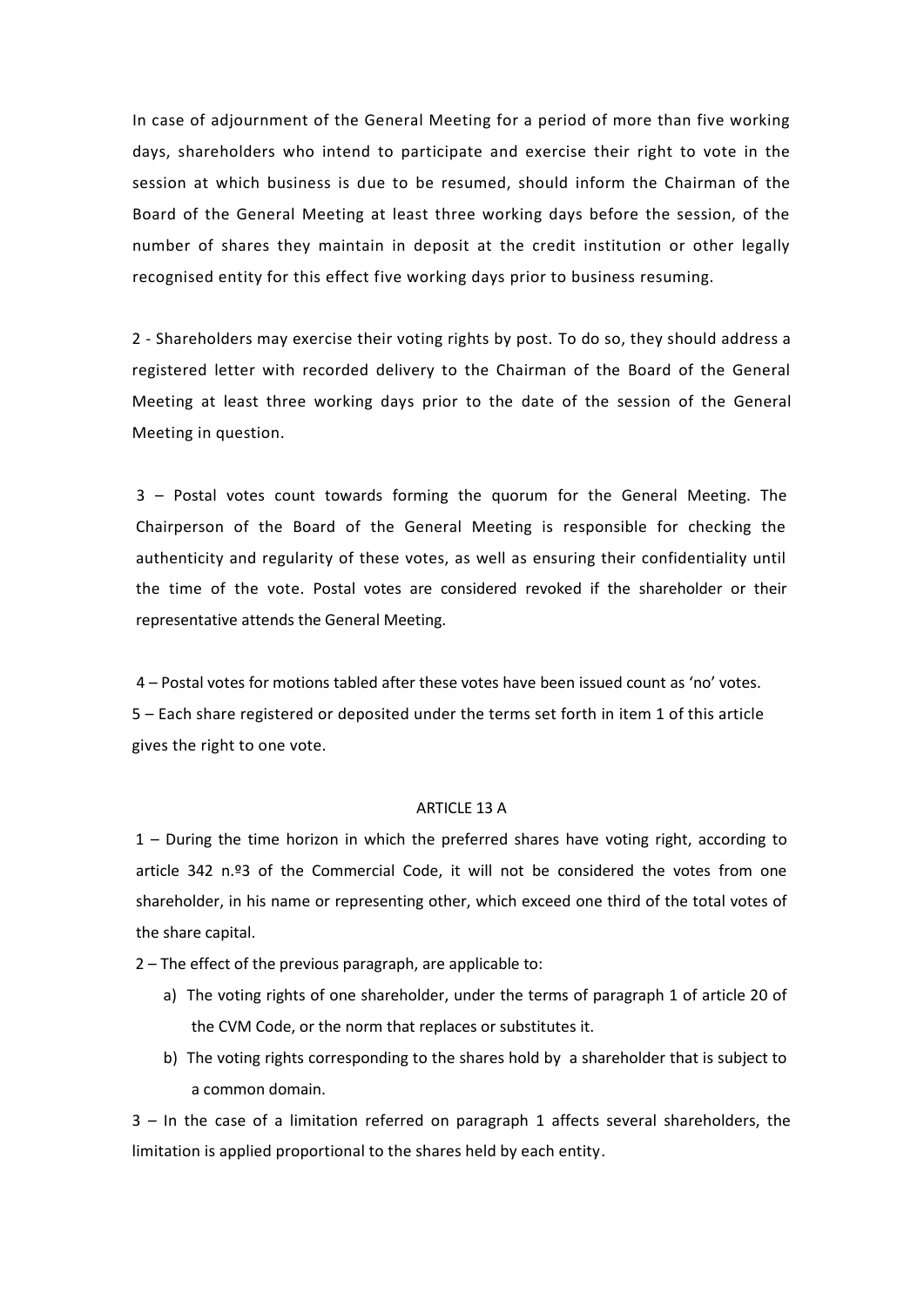In case of adjournment of the General Meeting for a period of more than five working days, shareholders who intend to participate and exercise their right to vote in the session at which business is due to be resumed, should inform the Chairman of the Board of the General Meeting at least three working days before the session, of the number of shares they maintain in deposit at the credit institution or other legally recognised entity for this effect five working days prior to business resuming.

2 - Shareholders may exercise their voting rights by post. To do so, they should address a registered letter with recorded delivery to the Chairman of the Board of the General Meeting at least three working days prior to the date of the session of the General Meeting in question.

3 – Postal votes count towards forming the quorum for the General Meeting. The Chairperson of the Board of the General Meeting is responsible for checking the authenticity and regularity of these votes, as well as ensuring their confidentiality until the time of the vote. Postal votes are considered revoked if the shareholder or their representative attends the General Meeting.

4 – Postal votes for motions tabled after these votes have been issued count as 'no' votes.

5 – Each share registered or deposited under the terms set forth in item 1 of this article gives the right to one vote.

ARTICLE 13 A

1 – During the time horizon in which the preferred shares have voting right, according to article 342 n.º3 of the Commercial Code, it will not be considered the votes from one shareholder, in his name or representing other, which exceed one third of the total votes of the share capital.

2 – The effect of the previous paragraph, are applicable to:

a) The voting rights of one shareholder, under the terms of paragraph 1 of article 20 of the CVM Code, or the norm that replaces or substitutes it.

b) The voting rights corresponding to the shares hold by a shareholder that is subject to a common domain.

3 – In the case of a limitation referred on paragraph 1 affects several shareholders, the limitation is applied proportional to the shares held by each entity.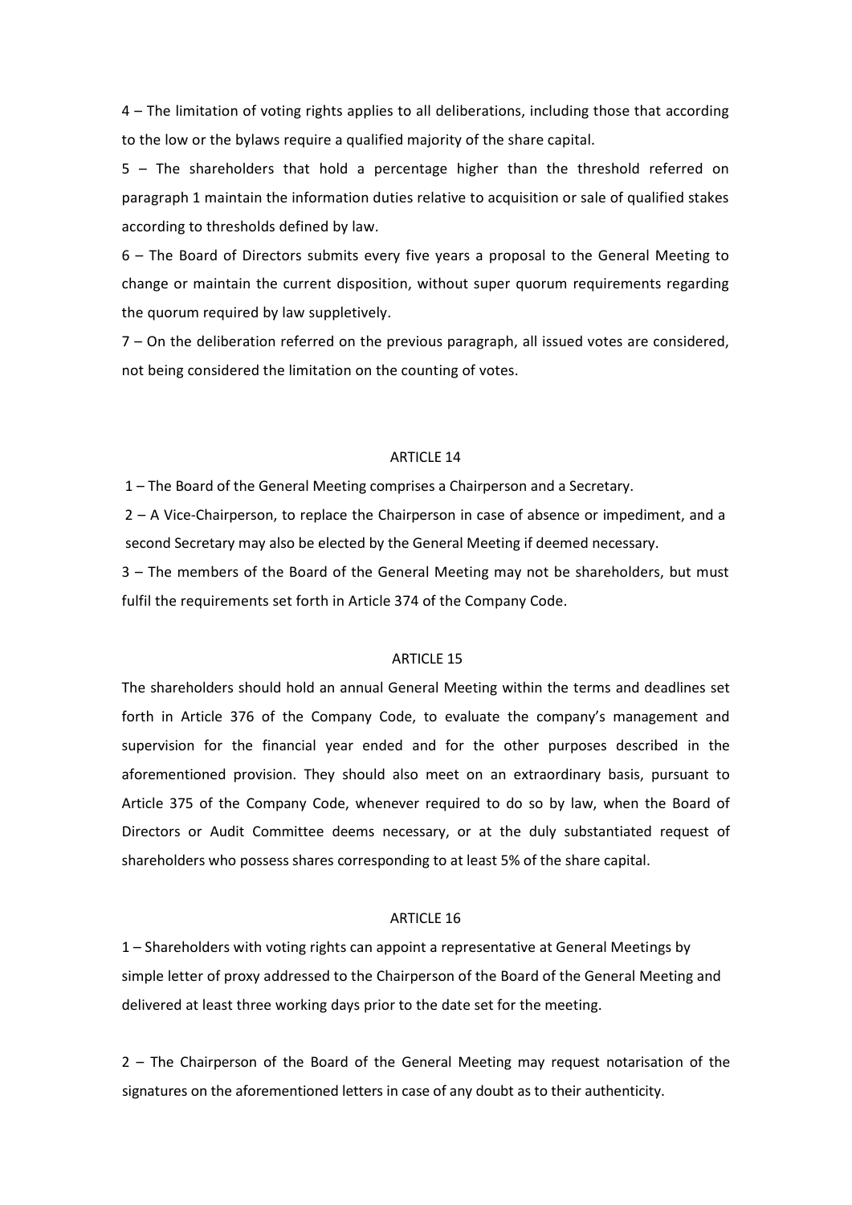4 – The limitation of voting rights applies to all deliberations, including those that according to the low or the bylaws require a qualified majority of the share capital.

5 – The shareholders that hold a percentage higher than the threshold referred on paragraph 1 maintain the information duties relative to acquisition or sale of qualified stakes according to thresholds defined by law.

6 – The Board of Directors submits every five years a proposal to the General Meeting to change or maintain the current disposition, without super quorum requirements regarding the quorum required by law suppletively.

7 – On the deliberation referred on the previous paragraph, all issued votes are considered, not being considered the limitation on the counting of votes.

### ARTICLE 14

1 – The Board of the General Meeting comprises a Chairperson and a Secretary.

2 – A Vice-Chairperson, to replace the Chairperson in case of absence or impediment, and a second Secretary may also be elected by the General Meeting if deemed necessary.

3 – The members of the Board of the General Meeting may not be shareholders, but must fulfil the requirements set forth in Article 374 of the Company Code.

### ARTICLE 15

The shareholders should hold an annual General Meeting within the terms and deadlines set forth in Article 376 of the Company Code, to evaluate the company's management and supervision for the financial year ended and for the other purposes described in the aforementioned provision. They should also meet on an extraordinary basis, pursuant to Article 375 of the Company Code, whenever required to do so by law, when the Board of Directors or Audit Committee deems necessary, or at the duly substantiated request of shareholders who possess shares corresponding to at least 5% of the share capital.

### ARTICLE 16

1 – Shareholders with voting rights can appoint a representative at General Meetings by simple letter of proxy addressed to the Chairperson of the Board of the General Meeting and delivered at least three working days prior to the date set for the meeting.

2 – The Chairperson of the Board of the General Meeting may request notarisation of the signatures on the aforementioned letters in case of any doubt as to their authenticity.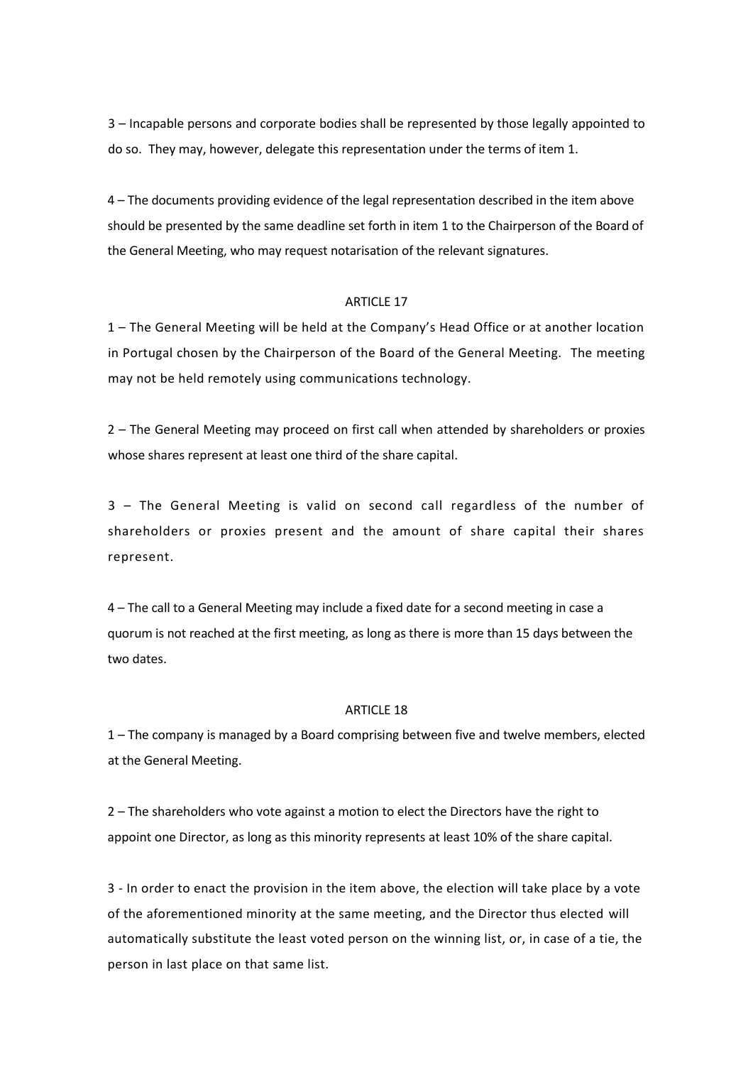3 – Incapable persons and corporate bodies shall be represented by those legally appointed to do so. They may, however, delegate this representation under the terms of item 1.

4 – The documents providing evidence of the legal representation described in the item above should be presented by the same deadline set forth in item 1 to the Chairperson of the Board of the General Meeting, who may request notarisation of the relevant signatures.

ARTICLE 17

1 – The General Meeting will be held at the Company's Head Office or at another location in Portugal chosen by the Chairperson of the Board of the General Meeting. The meeting may not be held remotely using communications technology.

2 – The General Meeting may proceed on first call when attended by shareholders or proxies whose shares represent at least one third of the share capital.

3 – The General Meeting is valid on second call regardless of the number of shareholders or proxies present and the amount of share capital their shares represent.

4 – The call to a General Meeting may include a fixed date for a second meeting in case a quorum is not reached at the first meeting, as long as there is more than 15 days between the two dates.

ARTICLE 18

1 – The company is managed by a Board comprising between five and twelve members, elected at the General Meeting.

2 – The shareholders who vote against a motion to elect the Directors have the right to appoint one Director, as long as this minority represents at least 10% of the share capital.

3 - In order to enact the provision in the item above, the election will take place by a vote of the aforementioned minority at the same meeting, and the Director thus elected will automatically substitute the least voted person on the winning list, or, in case of a tie, the person in last place on that same list.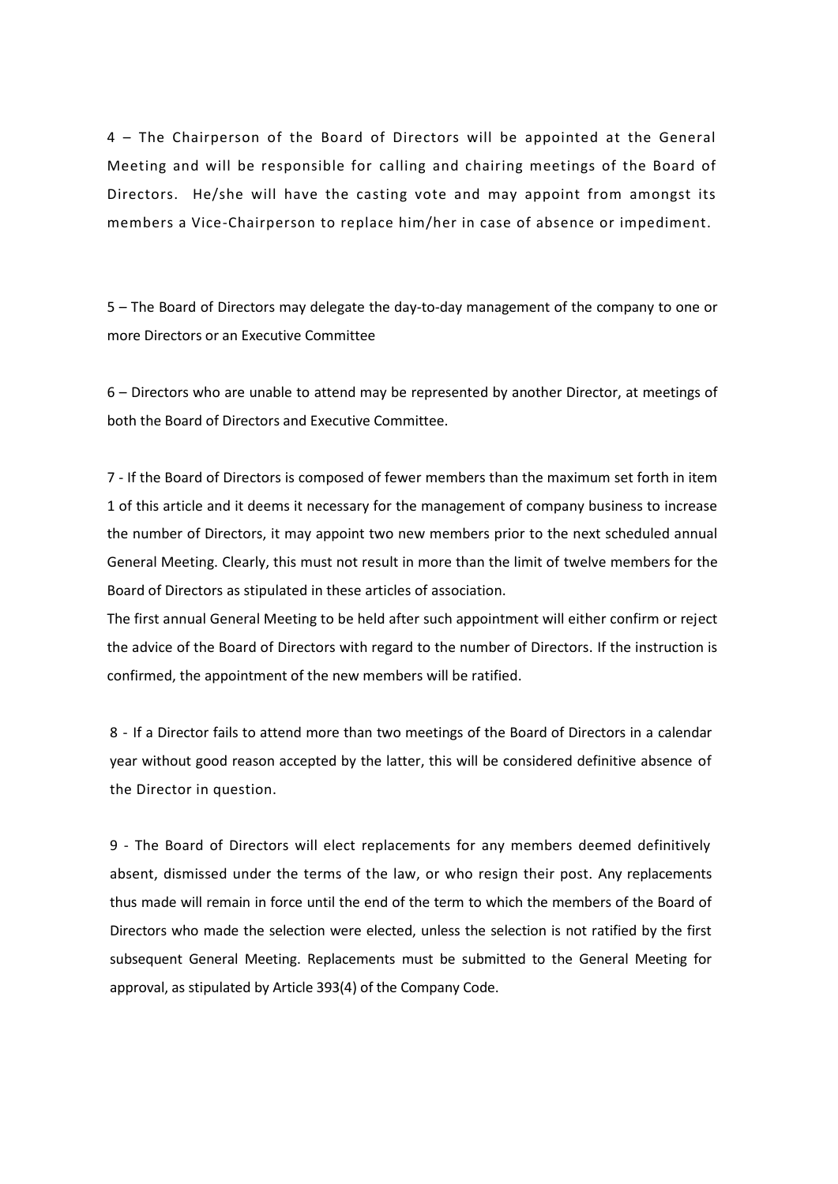4 – The Chairperson of the Board of Directors will be appointed at the General Meeting and will be responsible for calling and chairing meetings of the Board of Directors. He/she will have the casting vote and may appoint from amongst its members a Vice-Chairperson to replace him/her in case of absence or impediment.

5 – The Board of Directors may delegate the day-to-day management of the company to one or more Directors or an Executive Committee

6 – Directors who are unable to attend may be represented by another Director, at meetings of both the Board of Directors and Executive Committee.

7 - If the Board of Directors is composed of fewer members than the maximum set forth in item 1 of this article and it deems it necessary for the management of company business to increase the number of Directors, it may appoint two new members prior to the next scheduled annual General Meeting. Clearly, this must not result in more than the limit of twelve members for the Board of Directors as stipulated in these articles of association.
The first annual General Meeting to be held after such appointment will either confirm or reject the advice of the Board of Directors with regard to the number of Directors. If the instruction is confirmed, the appointment of the new members will be ratified.

8 - If a Director fails to attend more than two meetings of the Board of Directors in a calendar year without good reason accepted by the latter, this will be considered definitive absence of the Director in question.

9 - The Board of Directors will elect replacements for any members deemed definitively absent, dismissed under the terms of the law, or who resign their post. Any replacements thus made will remain in force until the end of the term to which the members of the Board of Directors who made the selection were elected, unless the selection is not ratified by the first subsequent General Meeting. Replacements must be submitted to the General Meeting for approval, as stipulated by Article 393(4) of the Company Code.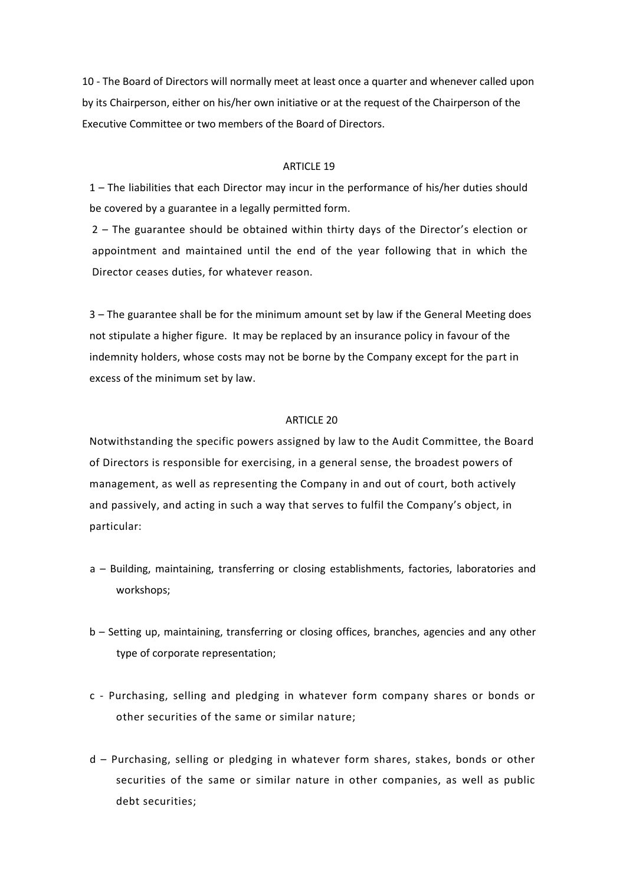10 - The Board of Directors will normally meet at least once a quarter and whenever called upon by its Chairperson, either on his/her own initiative or at the request of the Chairperson of the Executive Committee or two members of the Board of Directors.

## ARTICLE 19

1 – The liabilities that each Director may incur in the performance of his/her duties should be covered by a guarantee in a legally permitted form.

2 – The guarantee should be obtained within thirty days of the Director's election or appointment and maintained until the end of the year following that in which the Director ceases duties, for whatever reason.

3 – The guarantee shall be for the minimum amount set by law if the General Meeting does not stipulate a higher figure. It may be replaced by an insurance policy in favour of the indemnity holders, whose costs may not be borne by the Company except for the part in excess of the minimum set by law.

## ARTICLE 20

Notwithstanding the specific powers assigned by law to the Audit Committee, the Board of Directors is responsible for exercising, in a general sense, the broadest powers of management, as well as representing the Company in and out of court, both actively and passively, and acting in such a way that serves to fulfil the Company's object, in particular:

a – Building, maintaining, transferring or closing establishments, factories, laboratories and workshops;

b – Setting up, maintaining, transferring or closing offices, branches, agencies and any other type of corporate representation;

c - Purchasing, selling and pledging in whatever form company shares or bonds or other securities of the same or similar nature;

d – Purchasing, selling or pledging in whatever form shares, stakes, bonds or other securities of the same or similar nature in other companies, as well as public debt securities;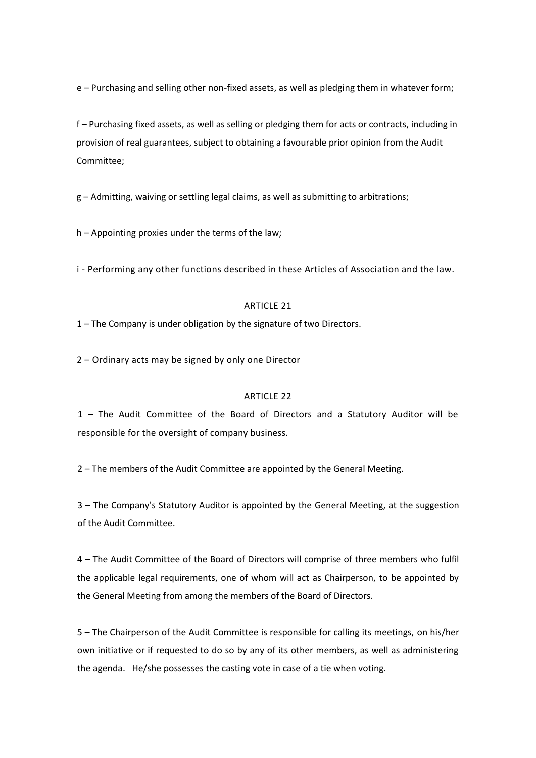e – Purchasing and selling other non-fixed assets, as well as pledging them in whatever form;

f – Purchasing fixed assets, as well as selling or pledging them for acts or contracts, including in provision of real guarantees, subject to obtaining a favourable prior opinion from the Audit Committee;

g – Admitting, waiving or settling legal claims, as well as submitting to arbitrations;

h – Appointing proxies under the terms of the law;

i - Performing any other functions described in these Articles of Association and the law.

ARTICLE 21

1 – The Company is under obligation by the signature of two Directors.

2 – Ordinary acts may be signed by only one Director

ARTICLE 22

1 – The Audit Committee of the Board of Directors and a Statutory Auditor will be responsible for the oversight of company business.

2 – The members of the Audit Committee are appointed by the General Meeting.

3 – The Company's Statutory Auditor is appointed by the General Meeting, at the suggestion of the Audit Committee.

4 – The Audit Committee of the Board of Directors will comprise of three members who fulfil the applicable legal requirements, one of whom will act as Chairperson, to be appointed by the General Meeting from among the members of the Board of Directors.

5 – The Chairperson of the Audit Committee is responsible for calling its meetings, on his/her own initiative or if requested to do so by any of its other members, as well as administering the agenda. He/she possesses the casting vote in case of a tie when voting.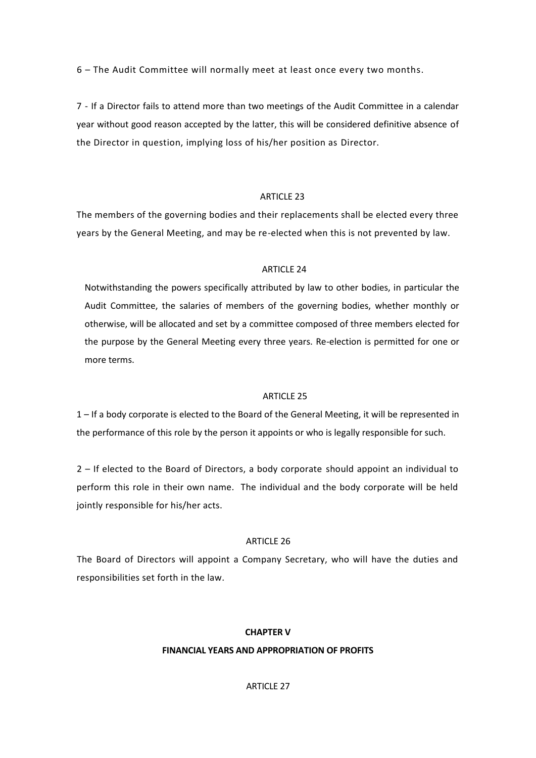6 – The Audit Committee will normally meet at least once every two months.

7 - If a Director fails to attend more than two meetings of the Audit Committee in a calendar year without good reason accepted by the latter, this will be considered definitive absence of the Director in question, implying loss of his/her position as Director.

ARTICLE 23

The members of the governing bodies and their replacements shall be elected every three years by the General Meeting, and may be re-elected when this is not prevented by law.

ARTICLE 24

Notwithstanding the powers specifically attributed by law to other bodies, in particular the Audit Committee, the salaries of members of the governing bodies, whether monthly or otherwise, will be allocated and set by a committee composed of three members elected for the purpose by the General Meeting every three years. Re-election is permitted for one or more terms.

ARTICLE 25

1 – If a body corporate is elected to the Board of the General Meeting, it will be represented in the performance of this role by the person it appoints or who is legally responsible for such.

2 – If elected to the Board of Directors, a body corporate should appoint an individual to perform this role in their own name. The individual and the body corporate will be held jointly responsible for his/her acts.

ARTICLE 26

The Board of Directors will appoint a Company Secretary, who will have the duties and responsibilities set forth in the law.

**CHAPTER V**

**FINANCIAL YEARS AND APPROPRIATION OF PROFITS**

ARTICLE 27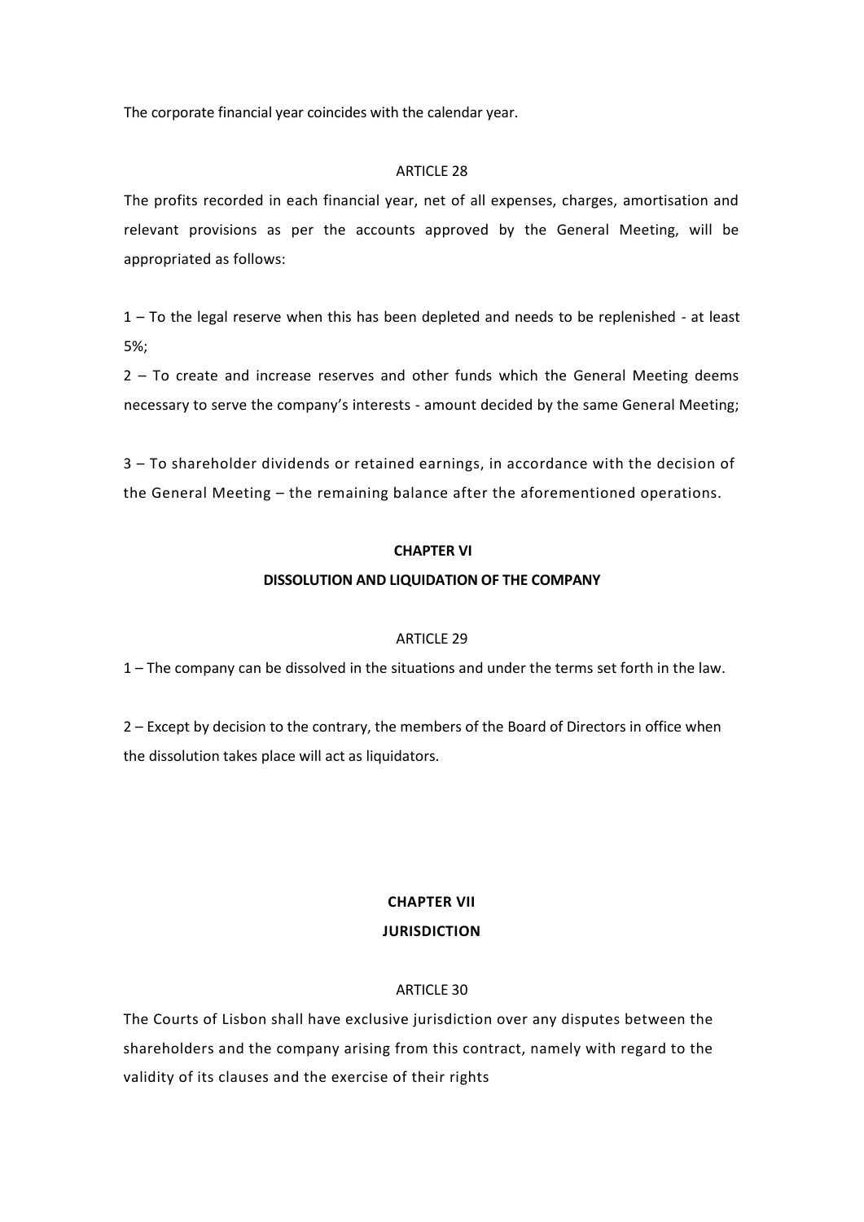The corporate financial year coincides with the calendar year.

ARTICLE 28

The profits recorded in each financial year, net of all expenses, charges, amortisation and relevant provisions as per the accounts approved by the General Meeting, will be appropriated as follows:

1 – To the legal reserve when this has been depleted and needs to be replenished - at least 5%;

2 – To create and increase reserves and other funds which the General Meeting deems necessary to serve the company's interests - amount decided by the same General Meeting;

3 – To shareholder dividends or retained earnings, in accordance with the decision of the General Meeting – the remaining balance after the aforementioned operations.

## CHAPTER VI

## DISSOLUTION AND LIQUIDATION OF THE COMPANY

ARTICLE 29

1 – The company can be dissolved in the situations and under the terms set forth in the law.

2 – Except by decision to the contrary, the members of the Board of Directors in office when the dissolution takes place will act as liquidators.

## CHAPTER VII

## JURISDICTION

ARTICLE 30

The Courts of Lisbon shall have exclusive jurisdiction over any disputes between the shareholders and the company arising from this contract, namely with regard to the validity of its clauses and the exercise of their rights